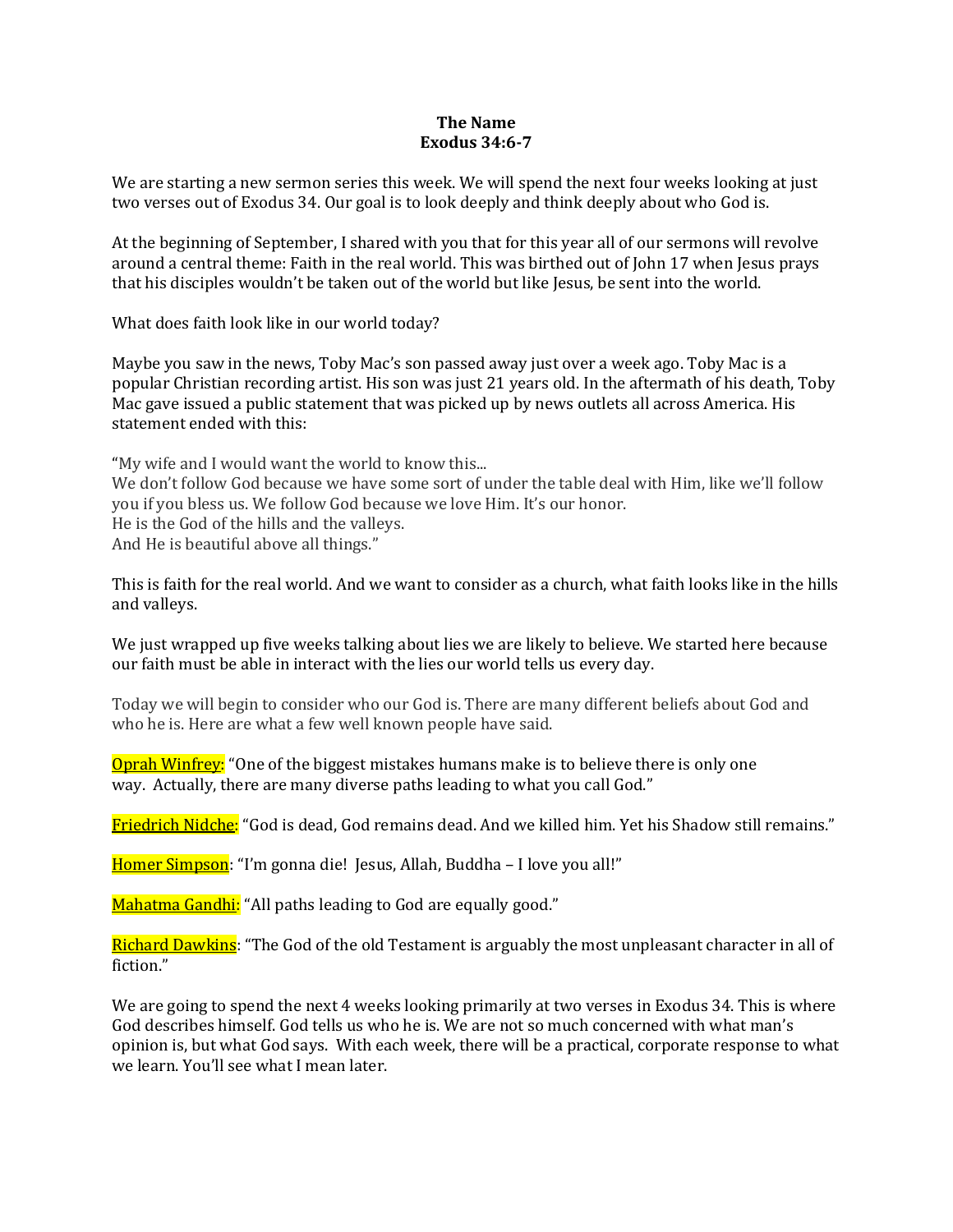**The Name**
**Exodus 34:6-7**

We are starting a new sermon series this week. We will spend the next four weeks looking at just two verses out of Exodus 34. Our goal is to look deeply and think deeply about who God is.

At the beginning of September, I shared with you that for this year all of our sermons will revolve around a central theme: Faith in the real world. This was birthed out of John 17 when Jesus prays that his disciples wouldn't be taken out of the world but like Jesus, be sent into the world.

What does faith look like in our world today?

Maybe you saw in the news, Toby Mac's son passed away just over a week ago. Toby Mac is a popular Christian recording artist. His son was just 21 years old. In the aftermath of his death, Toby Mac gave issued a public statement that was picked up by news outlets all across America. His statement ended with this:

"My wife and I would want the world to know this...
We don't follow God because we have some sort of under the table deal with Him, like we'll follow you if you bless us. We follow God because we love Him. It's our honor.
He is the God of the hills and the valleys.
And He is beautiful above all things."

This is faith for the real world. And we want to consider as a church, what faith looks like in the hills and valleys.

We just wrapped up five weeks talking about lies we are likely to believe. We started here because our faith must be able in interact with the lies our world tells us every day.

Today we will begin to consider who our God is. There are many different beliefs about God and who he is. Here are what a few well known people have said.

Oprah Winfrey: "One of the biggest mistakes humans make is to believe there is only one way. Actually, there are many diverse paths leading to what you call God."

Friedrich Nidche: "God is dead, God remains dead. And we killed him. Yet his Shadow still remains."

Homer Simpson: "I'm gonna die! Jesus, Allah, Buddha – I love you all!"

Mahatma Gandhi: "All paths leading to God are equally good."

Richard Dawkins: "The God of the old Testament is arguably the most unpleasant character in all of fiction."

We are going to spend the next 4 weeks looking primarily at two verses in Exodus 34. This is where God describes himself. God tells us who he is. We are not so much concerned with what man's opinion is, but what God says. With each week, there will be a practical, corporate response to what we learn. You'll see what I mean later.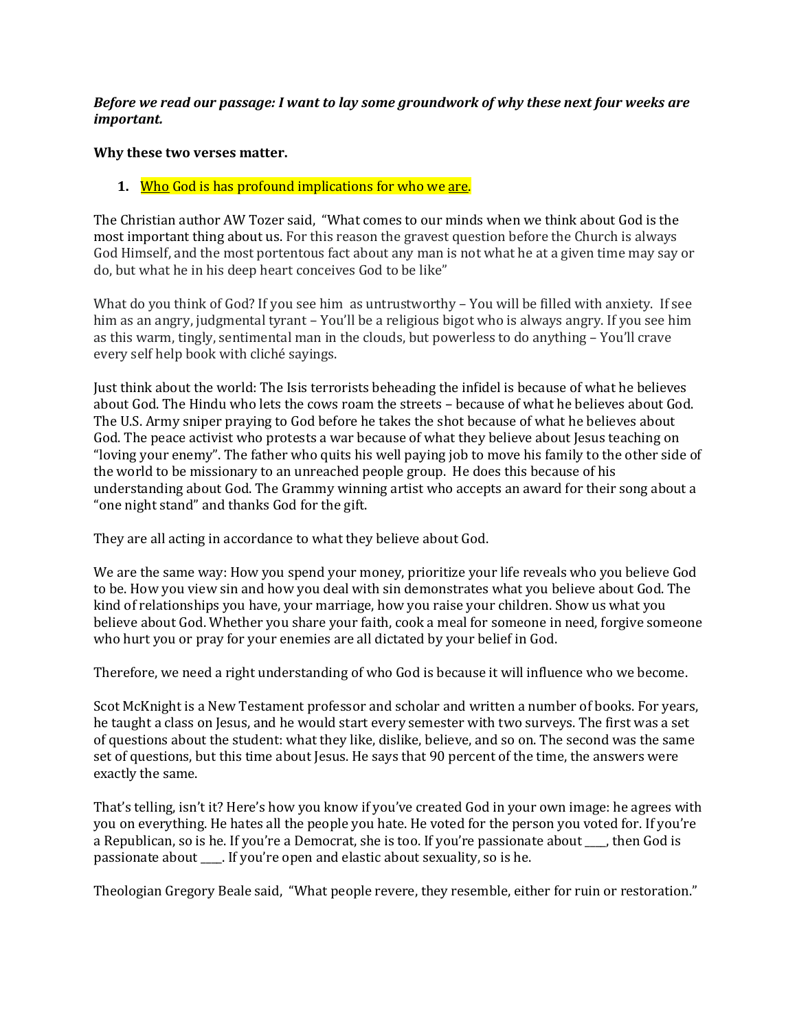***Before we read our passage: I want to lay some groundwork of why these next four weeks are important.***

**Why these two verses matter.**

1. **Who God is has profound implications for who we are.**

The Christian author AW Tozer said, "What comes to our minds when we think about God is the most important thing about us. For this reason the gravest question before the Church is always God Himself, and the most portentous fact about any man is not what he at a given time may say or do, but what he in his deep heart conceives God to be like"

What do you think of God? If you see him as untrustworthy – You will be filled with anxiety. If see him as an angry, judgmental tyrant – You'll be a religious bigot who is always angry. If you see him as this warm, tingly, sentimental man in the clouds, but powerless to do anything – You'll crave every self help book with cliché sayings.

Just think about the world: The Isis terrorists beheading the infidel is because of what he believes about God. The Hindu who lets the cows roam the streets – because of what he believes about God. The U.S. Army sniper praying to God before he takes the shot because of what he believes about God. The peace activist who protests a war because of what they believe about Jesus teaching on "loving your enemy". The father who quits his well paying job to move his family to the other side of the world to be missionary to an unreached people group. He does this because of his understanding about God. The Grammy winning artist who accepts an award for their song about a "one night stand" and thanks God for the gift.

They are all acting in accordance to what they believe about God.

We are the same way: How you spend your money, prioritize your life reveals who you believe God to be. How you view sin and how you deal with sin demonstrates what you believe about God. The kind of relationships you have, your marriage, how you raise your children. Show us what you believe about God. Whether you share your faith, cook a meal for someone in need, forgive someone who hurt you or pray for your enemies are all dictated by your belief in God.

Therefore, we need a right understanding of who God is because it will influence who we become.

Scot McKnight is a New Testament professor and scholar and written a number of books. For years, he taught a class on Jesus, and he would start every semester with two surveys. The first was a set of questions about the student: what they like, dislike, believe, and so on. The second was the same set of questions, but this time about Jesus. He says that 90 percent of the time, the answers were exactly the same.

That's telling, isn't it? Here's how you know if you've created God in your own image: he agrees with you on everything. He hates all the people you hate. He voted for the person you voted for. If you're a Republican, so is he. If you're a Democrat, she is too. If you're passionate about ____, then God is passionate about ____. If you're open and elastic about sexuality, so is he.

Theologian Gregory Beale said, "What people revere, they resemble, either for ruin or restoration."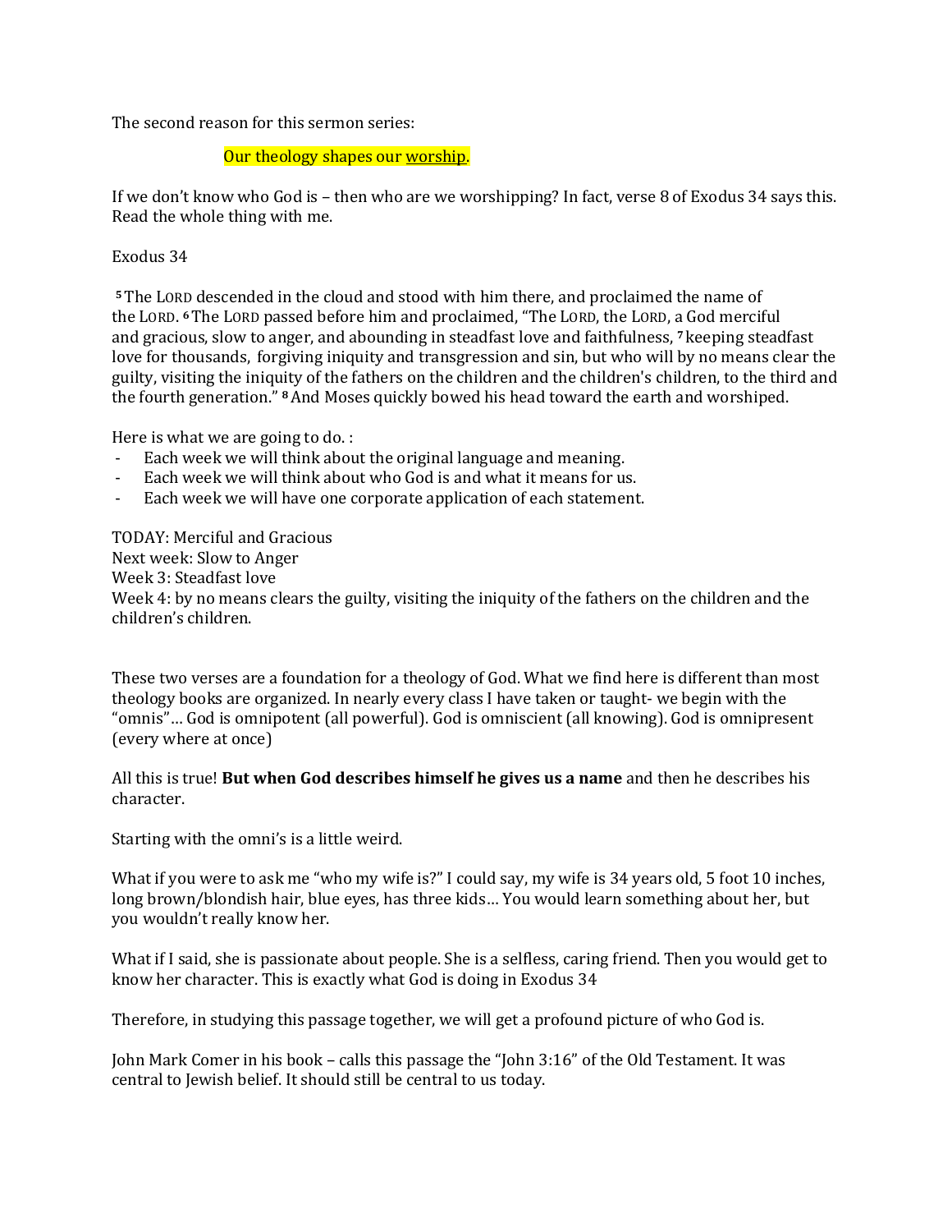The second reason for this sermon series:

Our theology shapes our worship.

If we don't know who God is – then who are we worshipping? In fact, verse 8 of Exodus 34 says this. Read the whole thing with me.

Exodus 34

[5] The LORD descended in the cloud and stood with him there, and proclaimed the name of the LORD. [6] The LORD passed before him and proclaimed, "The LORD, the LORD, a God merciful and gracious, slow to anger, and abounding in steadfast love and faithfulness, [7] keeping steadfast love for thousands, forgiving iniquity and transgression and sin, but who will by no means clear the guilty, visiting the iniquity of the fathers on the children and the children's children, to the third and the fourth generation." [8] And Moses quickly bowed his head toward the earth and worshiped.

Here is what we are going to do. :

- Each week we will think about the original language and meaning.
- Each week we will think about who God is and what it means for us.
- Each week we will have one corporate application of each statement.

TODAY: Merciful and Gracious
Next week: Slow to Anger
Week 3: Steadfast love
Week 4: by no means clears the guilty, visiting the iniquity of the fathers on the children and the children's children.

These two verses are a foundation for a theology of God. What we find here is different than most theology books are organized. In nearly every class I have taken or taught- we begin with the "omnis"… God is omnipotent (all powerful). God is omniscient (all knowing). God is omnipresent (every where at once)

All this is true! **But when God describes himself he gives us a name** and then he describes his character.

Starting with the omni's is a little weird.

What if you were to ask me "who my wife is?" I could say, my wife is 34 years old, 5 foot 10 inches, long brown/blondish hair, blue eyes, has three kids… You would learn something about her, but you wouldn't really know her.

What if I said, she is passionate about people. She is a selfless, caring friend. Then you would get to know her character. This is exactly what God is doing in Exodus 34

Therefore, in studying this passage together, we will get a profound picture of who God is.

John Mark Comer in his book – calls this passage the "John 3:16" of the Old Testament. It was central to Jewish belief. It should still be central to us today.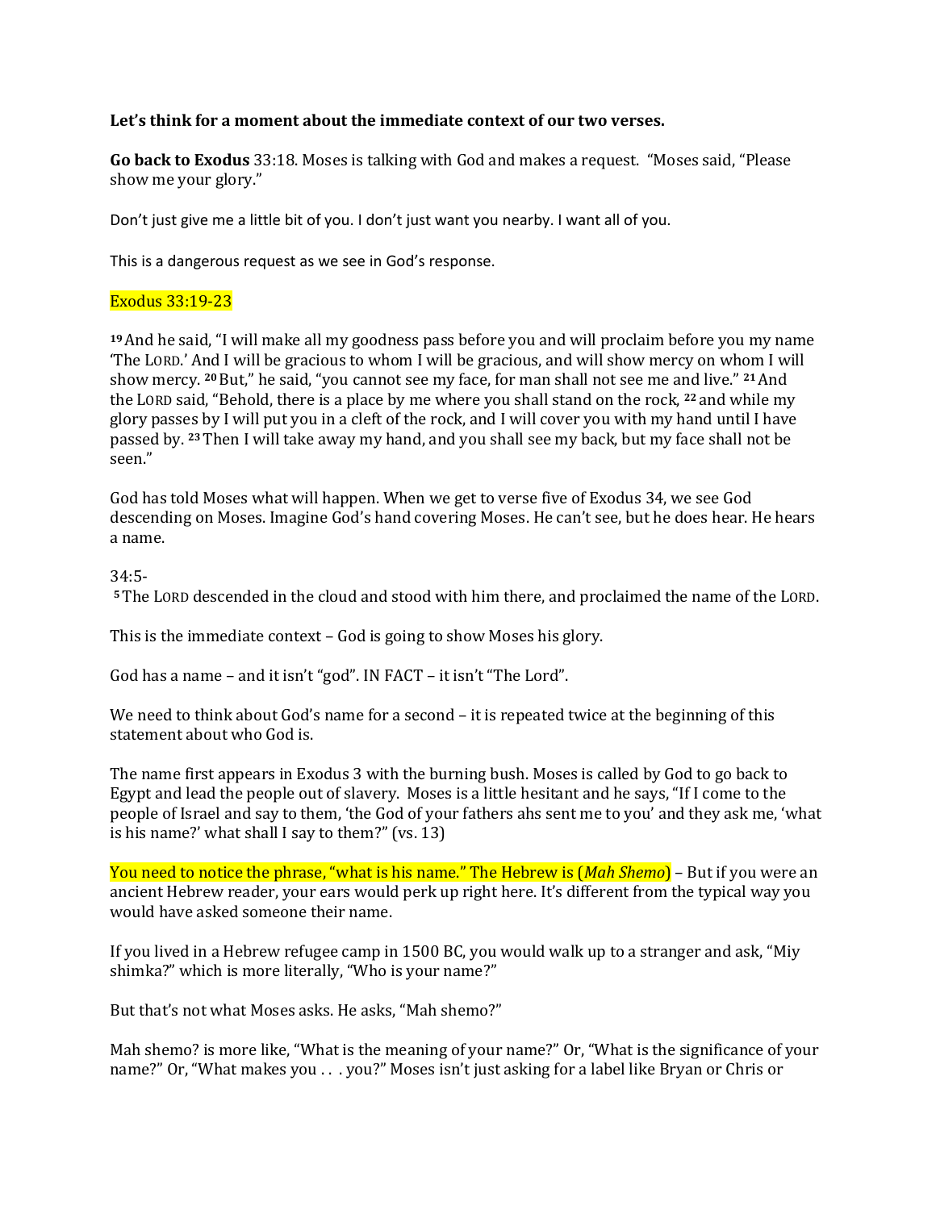**Let's think for a moment about the immediate context of our two verses.**

**Go back to Exodus** 33:18. Moses is talking with God and makes a request. "Moses said, "Please show me your glory."

Don't just give me a little bit of you. I don't just want you nearby. I want all of you.

This is a dangerous request as we see in God's response.

Exodus 33:19-23

**19** And he said, "I will make all my goodness pass before you and will proclaim before you my name 'The LORD.' And I will be gracious to whom I will be gracious, and will show mercy on whom I will show mercy. **20** But," he said, "you cannot see my face, for man shall not see me and live." **21** And the LORD said, "Behold, there is a place by me where you shall stand on the rock, **22** and while my glory passes by I will put you in a cleft of the rock, and I will cover you with my hand until I have passed by. **23** Then I will take away my hand, and you shall see my back, but my face shall not be seen."

God has told Moses what will happen. When we get to verse five of Exodus 34, we see God descending on Moses. Imagine God's hand covering Moses. He can't see, but he does hear. He hears a name.

34:5-

**5** The LORD descended in the cloud and stood with him there, and proclaimed the name of the LORD.

This is the immediate context – God is going to show Moses his glory.

God has a name – and it isn't "god". IN FACT – it isn't "The Lord".

We need to think about God's name for a second – it is repeated twice at the beginning of this statement about who God is.

The name first appears in Exodus 3 with the burning bush. Moses is called by God to go back to Egypt and lead the people out of slavery. Moses is a little hesitant and he says, "If I come to the people of Israel and say to them, 'the God of your fathers ahs sent me to you' and they ask me, 'what is his name?' what shall I say to them?" (vs. 13)

You need to notice the phrase, "what is his name." The Hebrew is (*Mah Shemo*) – But if you were an ancient Hebrew reader, your ears would perk up right here. It's different from the typical way you would have asked someone their name.

If you lived in a Hebrew refugee camp in 1500 BC, you would walk up to a stranger and ask, "Miy shimka?" which is more literally, "Who is your name?"

But that's not what Moses asks. He asks, "Mah shemo?"

Mah shemo? is more like, "What is the meaning of your name?" Or, "What is the significance of your name?" Or, "What makes you . . . you?" Moses isn't just asking for a label like Bryan or Chris or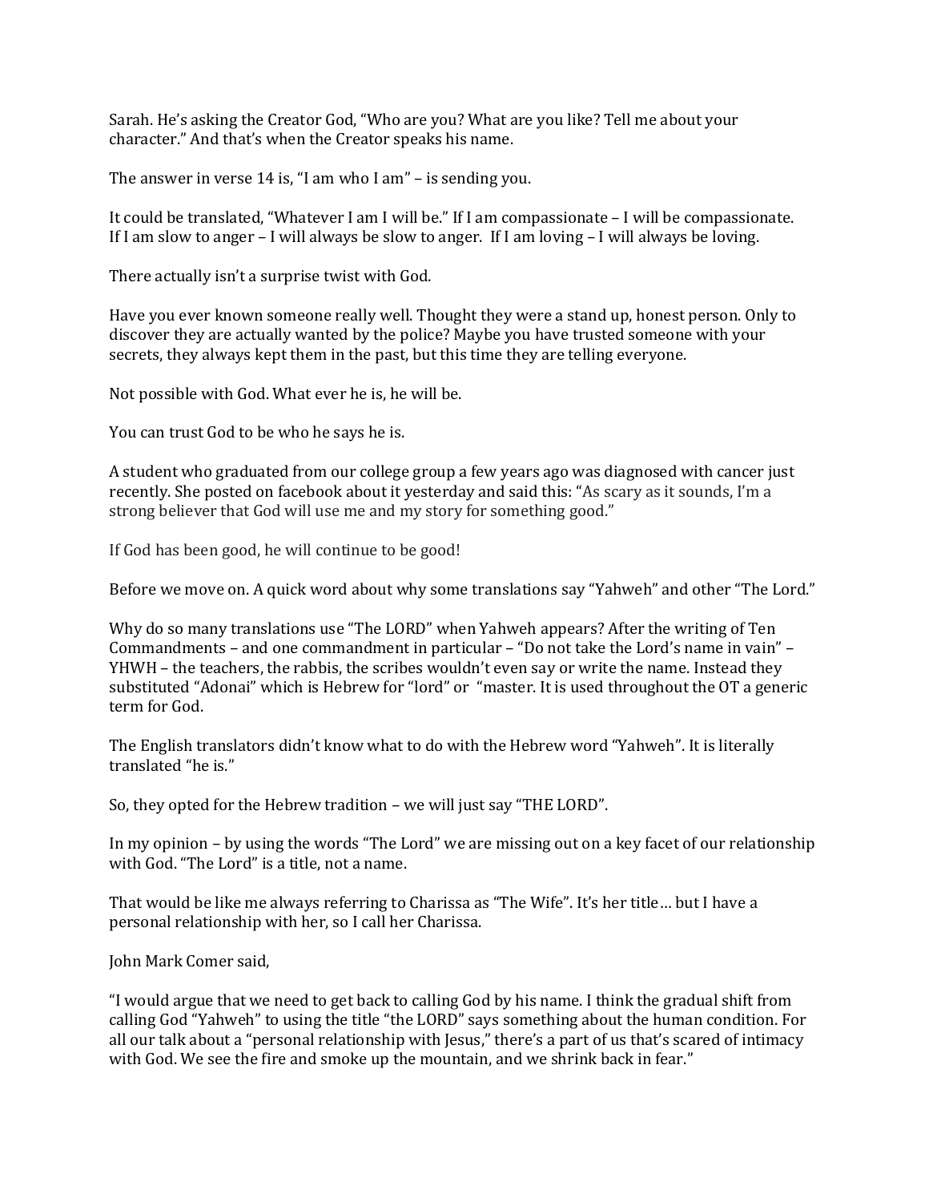Sarah. He's asking the Creator God, "Who are you? What are you like? Tell me about your character." And that's when the Creator speaks his name.

The answer in verse 14 is, "I am who I am" – is sending you.

It could be translated, "Whatever I am I will be." If I am compassionate – I will be compassionate. If I am slow to anger – I will always be slow to anger. If I am loving – I will always be loving.

There actually isn't a surprise twist with God.

Have you ever known someone really well. Thought they were a stand up, honest person. Only to discover they are actually wanted by the police? Maybe you have trusted someone with your secrets, they always kept them in the past, but this time they are telling everyone.

Not possible with God. What ever he is, he will be.

You can trust God to be who he says he is.

A student who graduated from our college group a few years ago was diagnosed with cancer just recently. She posted on facebook about it yesterday and said this: "As scary as it sounds, I'm a strong believer that God will use me and my story for something good."

If God has been good, he will continue to be good!

Before we move on. A quick word about why some translations say "Yahweh" and other "The Lord."

Why do so many translations use "The LORD" when Yahweh appears? After the writing of Ten Commandments – and one commandment in particular – "Do not take the Lord's name in vain" – YHWH – the teachers, the rabbis, the scribes wouldn't even say or write the name. Instead they substituted "Adonai" which is Hebrew for "lord" or "master. It is used throughout the OT a generic term for God.

The English translators didn't know what to do with the Hebrew word "Yahweh". It is literally translated "he is."

So, they opted for the Hebrew tradition – we will just say "THE LORD".

In my opinion – by using the words "The Lord" we are missing out on a key facet of our relationship with God. "The Lord" is a title, not a name.

That would be like me always referring to Charissa as "The Wife". It's her title… but I have a personal relationship with her, so I call her Charissa.

John Mark Comer said,

"I would argue that we need to get back to calling God by his name. I think the gradual shift from calling God "Yahweh" to using the title "the LORD" says something about the human condition. For all our talk about a "personal relationship with Jesus," there's a part of us that's scared of intimacy with God. We see the fire and smoke up the mountain, and we shrink back in fear."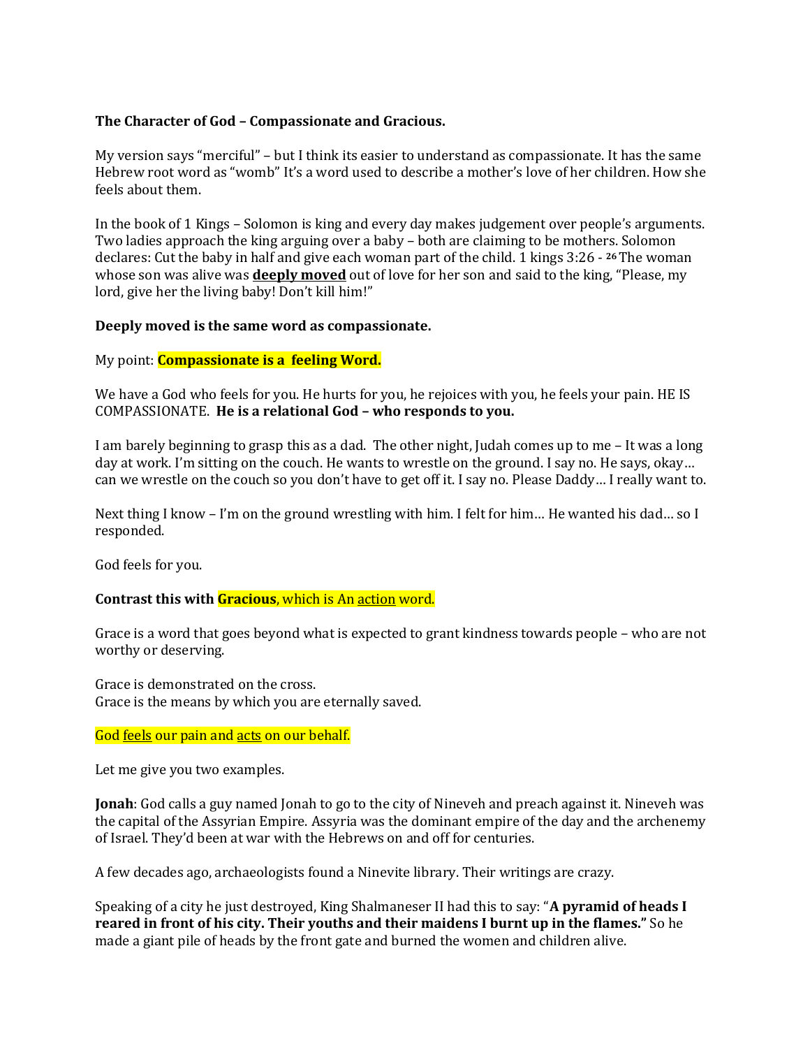**The Character of God – Compassionate and Gracious.**

My version says "merciful" – but I think its easier to understand as compassionate. It has the same Hebrew root word as "womb" It's a word used to describe a mother's love of her children. How she feels about them.

In the book of 1 Kings – Solomon is king and every day makes judgement over people's arguments. Two ladies approach the king arguing over a baby – both are claiming to be mothers. Solomon declares: Cut the baby in half and give each woman part of the child. 1 kings 3:26 - **26** The woman whose son was alive was **deeply moved** out of love for her son and said to the king, "Please, my lord, give her the living baby! Don't kill him!"

**Deeply moved is the same word as compassionate.**

My point: **Compassionate is a feeling Word.**

We have a God who feels for you. He hurts for you, he rejoices with you, he feels your pain. HE IS COMPASSIONATE. **He is a relational God – who responds to you.**

I am barely beginning to grasp this as a dad. The other night, Judah comes up to me – It was a long day at work. I'm sitting on the couch. He wants to wrestle on the ground. I say no. He says, okay… can we wrestle on the couch so you don't have to get off it. I say no. Please Daddy… I really want to.

Next thing I know – I'm on the ground wrestling with him. I felt for him… He wanted his dad… so I responded.

God feels for you.

**Contrast this with Gracious**, which is An action word.

Grace is a word that goes beyond what is expected to grant kindness towards people – who are not worthy or deserving.

Grace is demonstrated on the cross.
Grace is the means by which you are eternally saved.

God feels our pain and acts on our behalf.

Let me give you two examples.

**Jonah**: God calls a guy named Jonah to go to the city of Nineveh and preach against it. Nineveh was the capital of the Assyrian Empire. Assyria was the dominant empire of the day and the archenemy of Israel. They'd been at war with the Hebrews on and off for centuries.

A few decades ago, archaeologists found a Ninevite library. Their writings are crazy.

Speaking of a city he just destroyed, King Shalmaneser II had this to say: "**A pyramid of heads I reared in front of his city. Their youths and their maidens I burnt up in the flames."** So he made a giant pile of heads by the front gate and burned the women and children alive.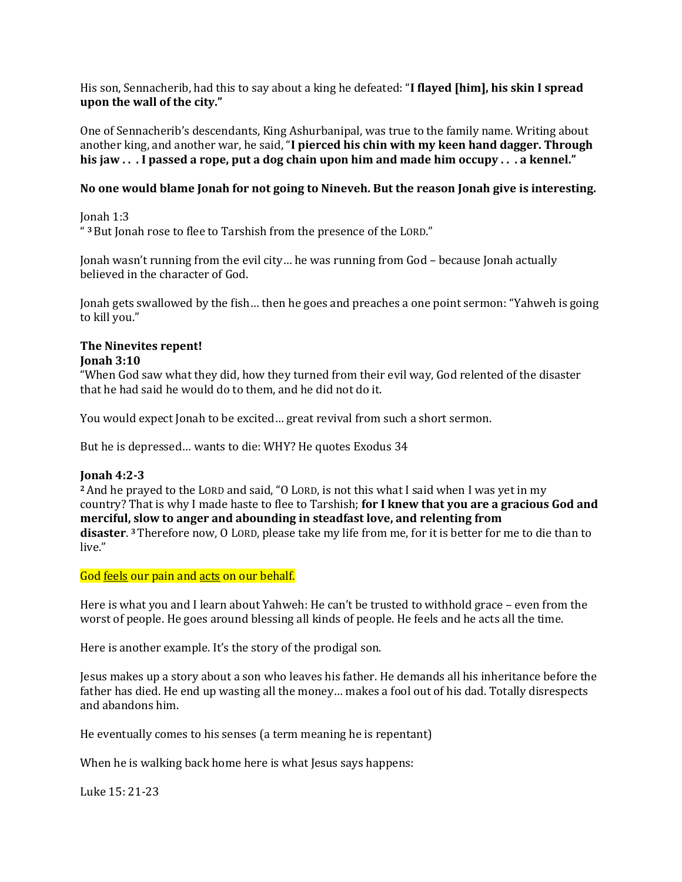His son, Sennacherib, had this to say about a king he defeated: "**I flayed [him], his skin I spread upon the wall of the city.**"

One of Sennacherib's descendants, King Ashurbanipal, was true to the family name. Writing about another king, and another war, he said, "**I pierced his chin with my keen hand dagger. Through his jaw . . . I passed a rope, put a dog chain upon him and made him occupy . . . a kennel.**"

**No one would blame Jonah for not going to Nineveh. But the reason Jonah give is interesting.**

Jonah 1:3
" [3] But Jonah rose to flee to Tarshish from the presence of the LORD."

Jonah wasn't running from the evil city… he was running from God – because Jonah actually believed in the character of God.

Jonah gets swallowed by the fish… then he goes and preaches a one point sermon: "Yahweh is going to kill you."

**The Ninevites repent!**
**Jonah 3:10**
"When God saw what they did, how they turned from their evil way, God relented of the disaster that he had said he would do to them, and he did not do it.

You would expect Jonah to be excited… great revival from such a short sermon.

But he is depressed… wants to die: WHY? He quotes Exodus 34

**Jonah 4:2-3**
[2] And he prayed to the LORD and said, "O LORD, is not this what I said when I was yet in my country? That is why I made haste to flee to Tarshish; **for I knew that you are a gracious God and merciful, slow to anger and abounding in steadfast love, and relenting from disaster**. [3] Therefore now, O LORD, please take my life from me, for it is better for me to die than to live."

God feels our pain and acts on our behalf.

Here is what you and I learn about Yahweh: He can't be trusted to withhold grace – even from the worst of people. He goes around blessing all kinds of people. He feels and he acts all the time.

Here is another example. It's the story of the prodigal son.

Jesus makes up a story about a son who leaves his father. He demands all his inheritance before the father has died. He end up wasting all the money… makes a fool out of his dad. Totally disrespects and abandons him.

He eventually comes to his senses (a term meaning he is repentant)

When he is walking back home here is what Jesus says happens:

Luke 15: 21-23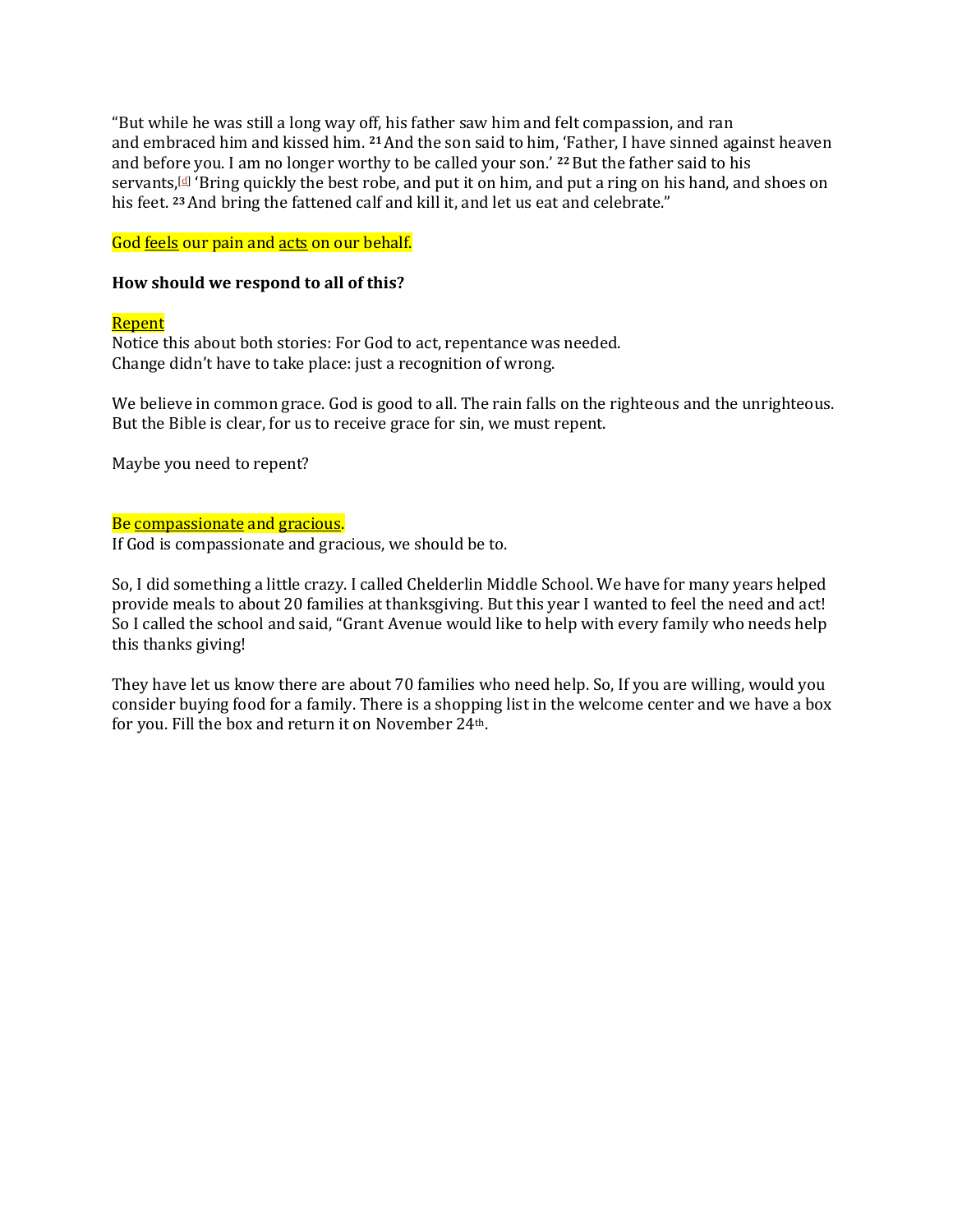"But while he was still a long way off, his father saw him and felt compassion, and ran and embraced him and kissed him. 21 And the son said to him, 'Father, I have sinned against heaven and before you. I am no longer worthy to be called your son.' 22 But the father said to his servants,[d] 'Bring quickly the best robe, and put it on him, and put a ring on his hand, and shoes on his feet. 23 And bring the fattened calf and kill it, and let us eat and celebrate."

God feels our pain and acts on our behalf.

**How should we respond to all of this?**

Repent

Notice this about both stories: For God to act, repentance was needed.
Change didn't have to take place: just a recognition of wrong.

We believe in common grace. God is good to all. The rain falls on the righteous and the unrighteous. But the Bible is clear, for us to receive grace for sin, we must repent.

Maybe you need to repent?

Be compassionate and gracious.

If God is compassionate and gracious, we should be to.

So, I did something a little crazy. I called Chelderlin Middle School. We have for many years helped provide meals to about 20 families at thanksgiving. But this year I wanted to feel the need and act! So I called the school and said, "Grant Avenue would like to help with every family who needs help this thanks giving!

They have let us know there are about 70 families who need help. So, If you are willing, would you consider buying food for a family. There is a shopping list in the welcome center and we have a box for you. Fill the box and return it on November 24th.